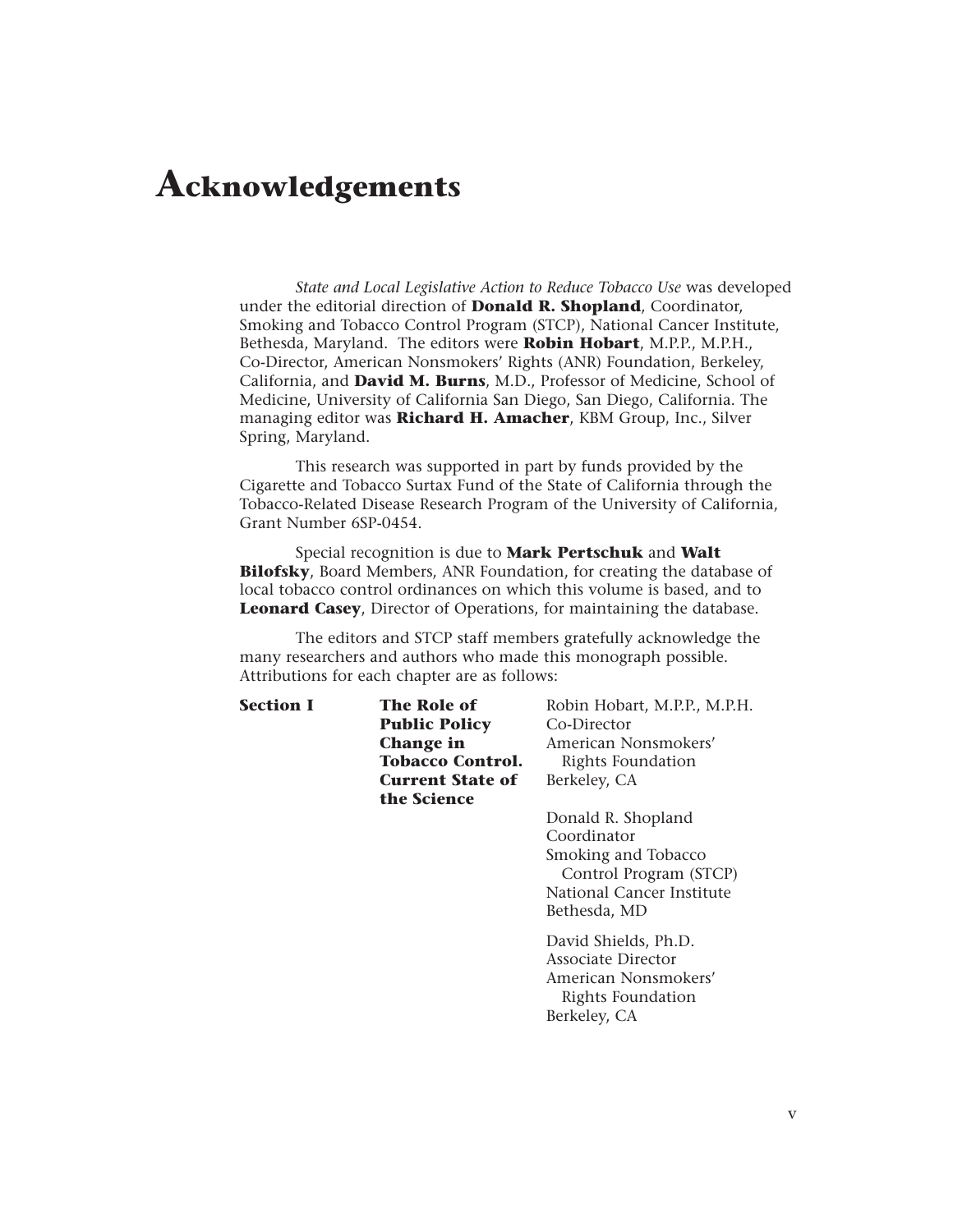# Acknowledgements

*State and Local Legislative Action to Reduce Tobacco Use* was developed under the editorial direction of **Donald R. Shopland**, Coordinator, Smoking and Tobacco Control Program (STCP), National Cancer Institute, Bethesda, Maryland. The editors were **Robin Hobart**, M.P.P., M.P.H., Co-Director, American Nonsmokers' Rights (ANR) Foundation, Berkeley, California, and **David M. Burns**, M.D., Professor of Medicine, School of Medicine, University of California San Diego, San Diego, California. The managing editor was **Richard H. Amacher**, KBM Group, Inc., Silver Spring, Maryland.

This research was supported in part by funds provided by the Cigarette and Tobacco Surtax Fund of the State of California through the Tobacco-Related Disease Research Program of the University of California, Grant Number 6SP-0454.

Special recognition is due to **Mark Pertschuk** and **Walt Bilofsky**, Board Members, ANR Foundation, for creating the database of local tobacco control ordinances on which this volume is based, and to **Leonard Casey**, Director of Operations, for maintaining the database.

The editors and STCP staff members gratefully acknowledge the many researchers and authors who made this monograph possible. Attributions for each chapter are as follows:

| | | |
|---|---|---|
| **Section I** | **The Role of Public Policy Change in Tobacco Control. Current State of the Science** | Robin Hobart, M.P.P., M.P.H.<br>Co-Director<br>American Nonsmokers' Rights Foundation<br>Berkeley, CA<br><br>Donald R. Shopland<br>Coordinator<br>Smoking and Tobacco Control Program (STCP)<br>National Cancer Institute<br>Bethesda, MD<br><br>David Shields, Ph.D.<br>Associate Director<br>American Nonsmokers' Rights Foundation<br>Berkeley, CA |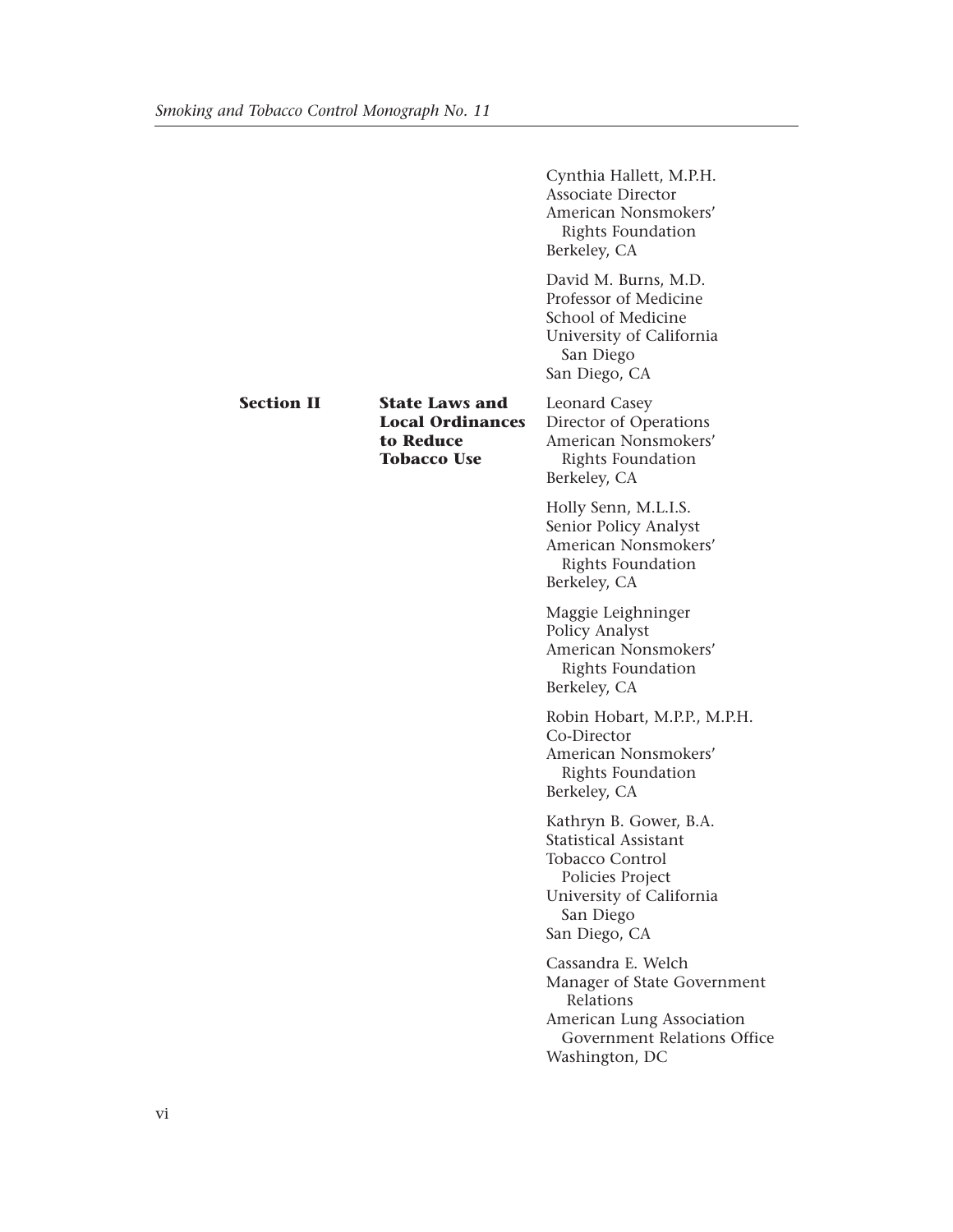Cynthia Hallett, M.P.H.
Associate Director
American Nonsmokers' Rights Foundation
Berkeley, CA

David M. Burns, M.D.
Professor of Medicine
School of Medicine
University of California San Diego
San Diego, CA

**Section II** **State Laws and Local Ordinances to Reduce Tobacco Use**

Leonard Casey
Director of Operations
American Nonsmokers' Rights Foundation
Berkeley, CA

Holly Senn, M.L.I.S.
Senior Policy Analyst
American Nonsmokers' Rights Foundation
Berkeley, CA

Maggie Leighninger
Policy Analyst
American Nonsmokers' Rights Foundation
Berkeley, CA

Robin Hobart, M.P.P., M.P.H.
Co-Director
American Nonsmokers' Rights Foundation
Berkeley, CA

Kathryn B. Gower, B.A.
Statistical Assistant
Tobacco Control Policies Project
University of California San Diego
San Diego, CA

Cassandra E. Welch
Manager of State Government Relations
American Lung Association Government Relations Office
Washington, DC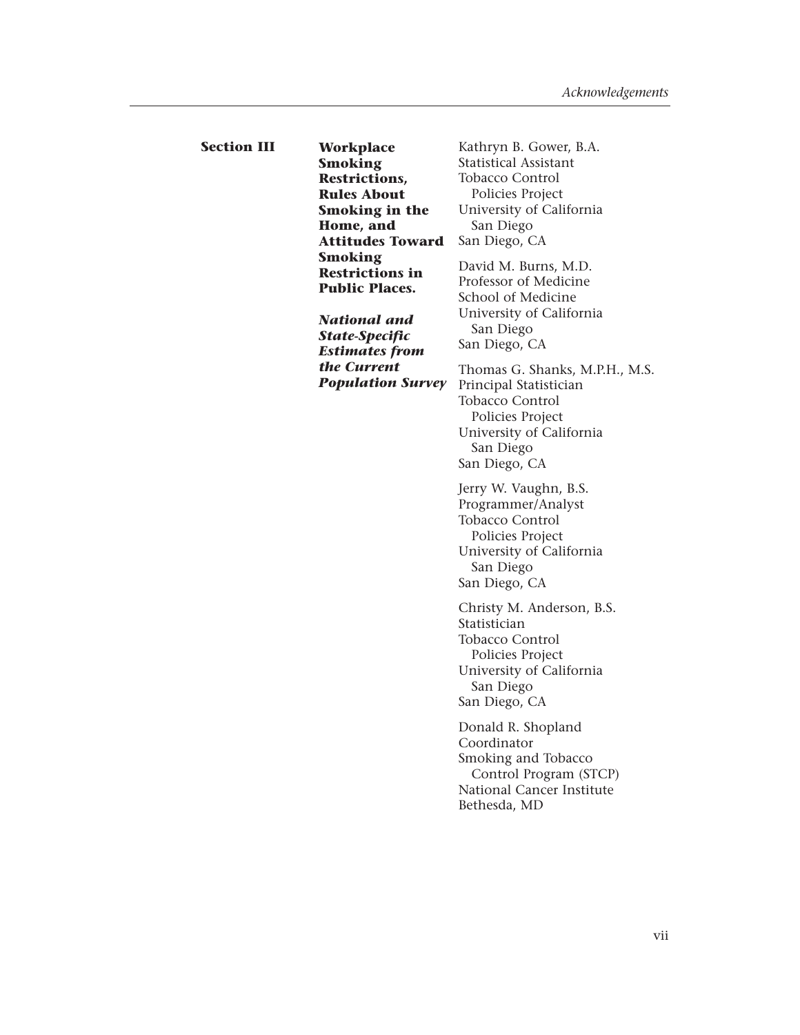**Section III**

**Workplace Smoking Restrictions, Rules About Smoking in the Home, and Attitudes Toward Smoking Restrictions in Public Places.**

***National and State-Specific Estimates from the Current Population Survey***

Kathryn B. Gower, B.A.
Statistical Assistant
Tobacco Control Policies Project
University of California San Diego
San Diego, CA

David M. Burns, M.D.
Professor of Medicine
School of Medicine
University of California San Diego
San Diego, CA

Thomas G. Shanks, M.P.H., M.S.
Principal Statistician
Tobacco Control Policies Project
University of California San Diego
San Diego, CA

Jerry W. Vaughn, B.S.
Programmer/Analyst
Tobacco Control Policies Project
University of California San Diego
San Diego, CA

Christy M. Anderson, B.S.
Statistician
Tobacco Control Policies Project
University of California San Diego
San Diego, CA

Donald R. Shopland
Coordinator
Smoking and Tobacco Control Program (STCP)
National Cancer Institute
Bethesda, MD